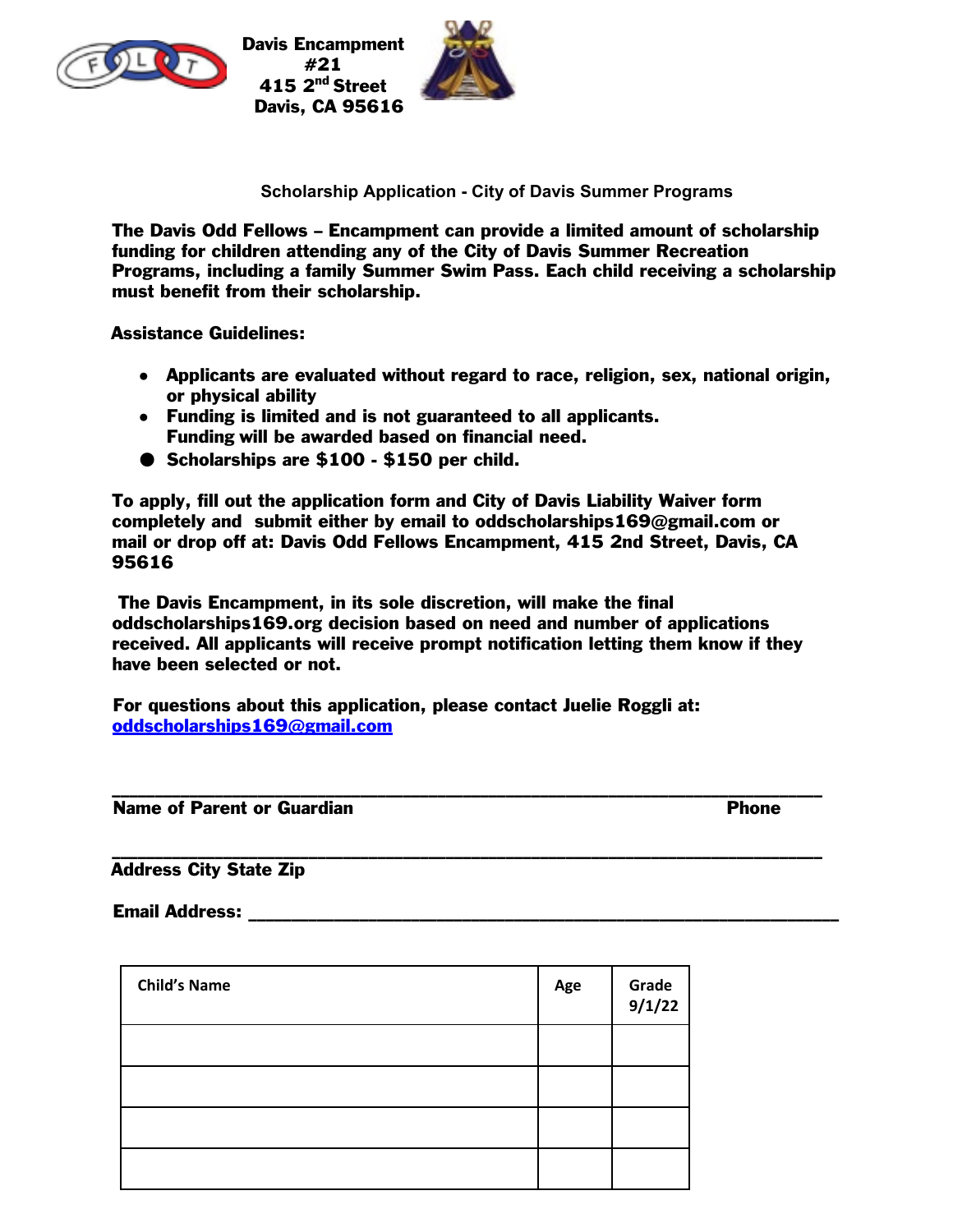**Davis Encampment #21**
**415 2nd Street**
**Davis, CA 95616**

### Scholarship Application - City of Davis Summer Programs

**The Davis Odd Fellows – Encampment can provide a limited amount of scholarship funding for children attending any of the City of Davis Summer Recreation Programs, including a family Summer Swim Pass. Each child receiving a scholarship must benefit from their scholarship.**

**Assistance Guidelines:**

- **Applicants are evaluated without regard to race, religion, sex, national origin, or physical ability**
- **Funding is limited and is not guaranteed to all applicants. Funding will be awarded based on financial need.**
- **Scholarships are $100 - $150 per child.**

**To apply, fill out the application form and City of Davis Liability Waiver form completely and submit either by email to oddscholarships169@gmail.com or mail or drop off at: Davis Odd Fellows Encampment, 415 2nd Street, Davis, CA 95616**

**The Davis Encampment, in its sole discretion, will make the final oddscholarships169.org decision based on need and number of applications received. All applicants will receive prompt notification letting them know if they have been selected or not.**

**For questions about this application, please contact Juelie Roggli at: oddscholarships169@gmail.com**

_______________________________________________________________

**Name of Parent or Guardian** **Phone**

_______________________________________________________________

**Address City State Zip**

**Email Address:** _______________________________________________

| Child's Name | Age | Grade 9/1/22 |
|---|---|---|
| | | |
| | | |
| | | |
| | | |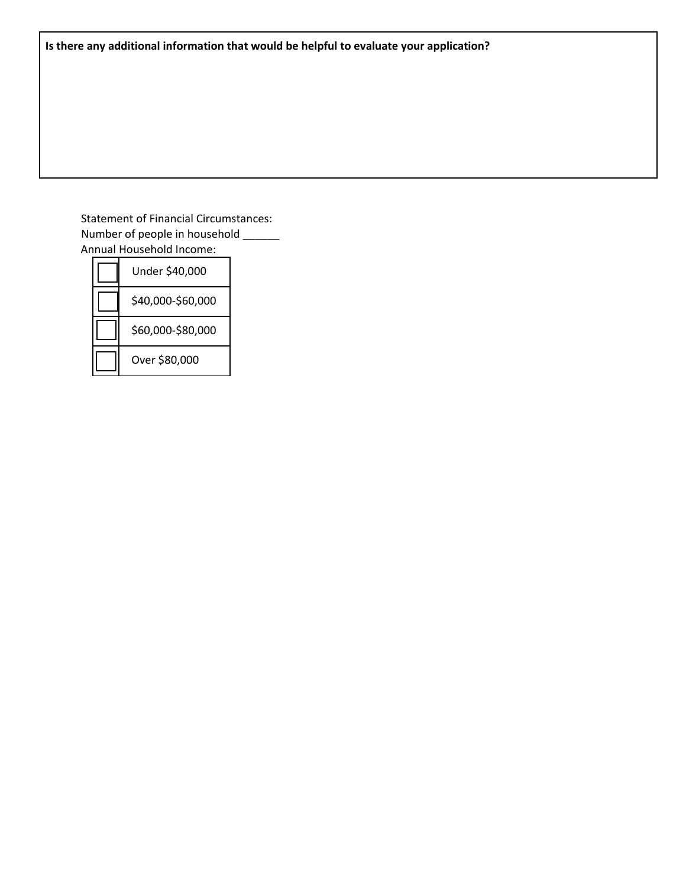**Is there any additional information that would be helpful to evaluate your application?**

Statement of Financial Circumstances:
Number of people in household ______
Annual Household Income:

| | |
|---|---|
| ☐ | Under $40,000 |
| ☐ | $40,000-$60,000 |
| ☐ | $60,000-$80,000 |
| ☐ | Over $80,000 |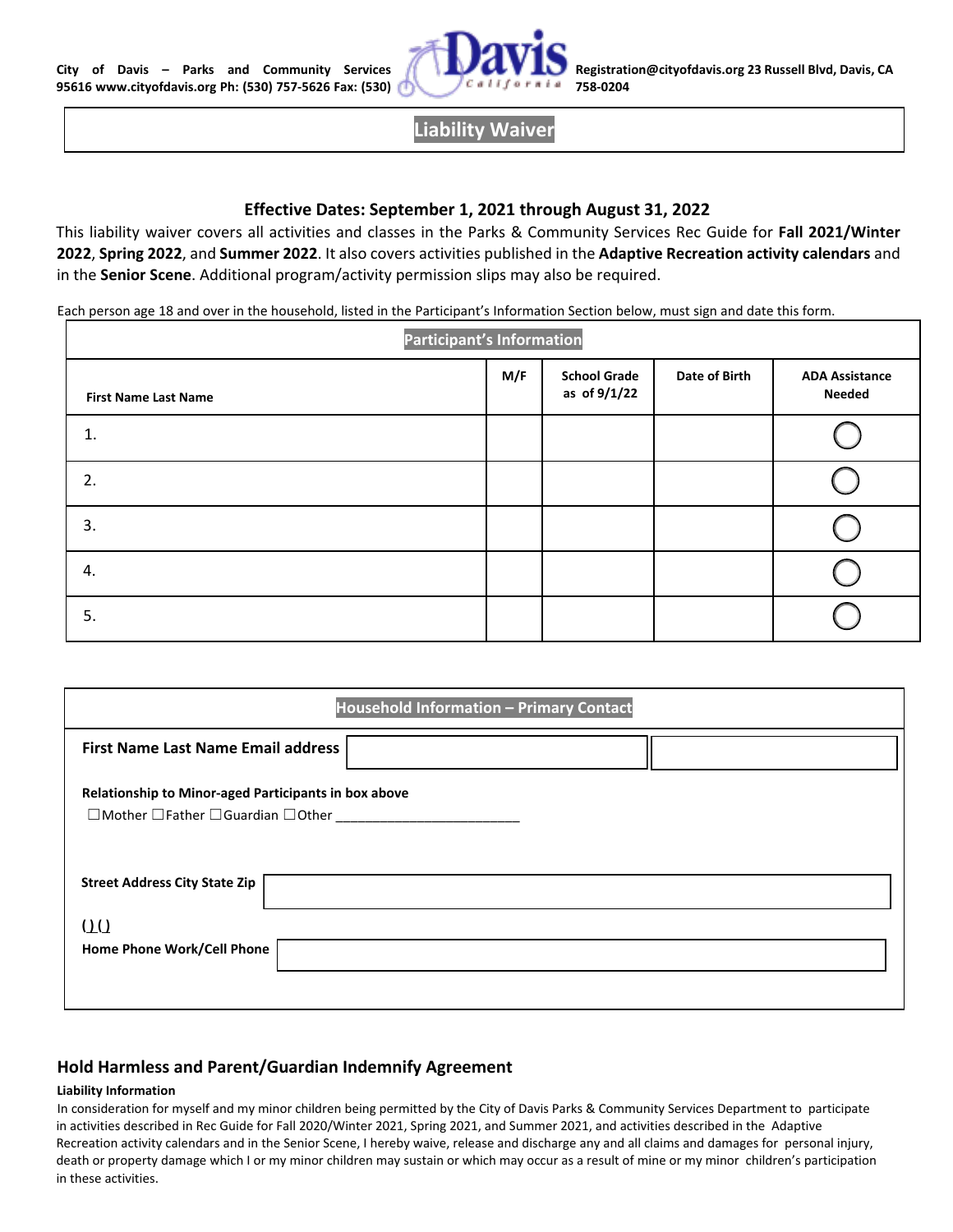City of Davis – Parks and Community Services 95616 www.cityofdavis.org Ph: (530) 757-5626 Fax: (530) 758-0204 Registration@cityofdavis.org 23 Russell Blvd, Davis, CA

# Liability Waiver

### Effective Dates: September 1, 2021 through August 31, 2022

This liability waiver covers all activities and classes in the Parks & Community Services Rec Guide for **Fall 2021/Winter 2022**, **Spring 2022**, and **Summer 2022**. It also covers activities published in the **Adaptive Recreation activity calendars** and in the **Senior Scene**. Additional program/activity permission slips may also be required.

Each person age 18 and over in the household, listed in the Participant's Information Section below, must sign and date this form.

**Participant's Information**

| First Name Last Name | M/F | School Grade as of 9/1/22 | Date of Birth | ADA Assistance Needed |
|---|---|---|---|---|
| 1. | | | | ◯ |
| 2. | | | | ◯ |
| 3. | | | | ◯ |
| 4. | | | | ◯ |
| 5. | | | | ◯ |

**Household Information – Primary Contact**

**First Name Last Name Email address**

**Relationship to Minor-aged Participants in box above**

☐Mother ☐Father ☐Guardian ☐Other ________________________

**Street Address City State Zip**

( ) ( )

**Home Phone Work/Cell Phone**

## Hold Harmless and Parent/Guardian Indemnify Agreement

**Liability Information**

In consideration for myself and my minor children being permitted by the City of Davis Parks & Community Services Department to participate in activities described in Rec Guide for Fall 2020/Winter 2021, Spring 2021, and Summer 2021, and activities described in the Adaptive Recreation activity calendars and in the Senior Scene, I hereby waive, release and discharge any and all claims and damages for personal injury, death or property damage which I or my minor children may sustain or which may occur as a result of mine or my minor children's participation in these activities.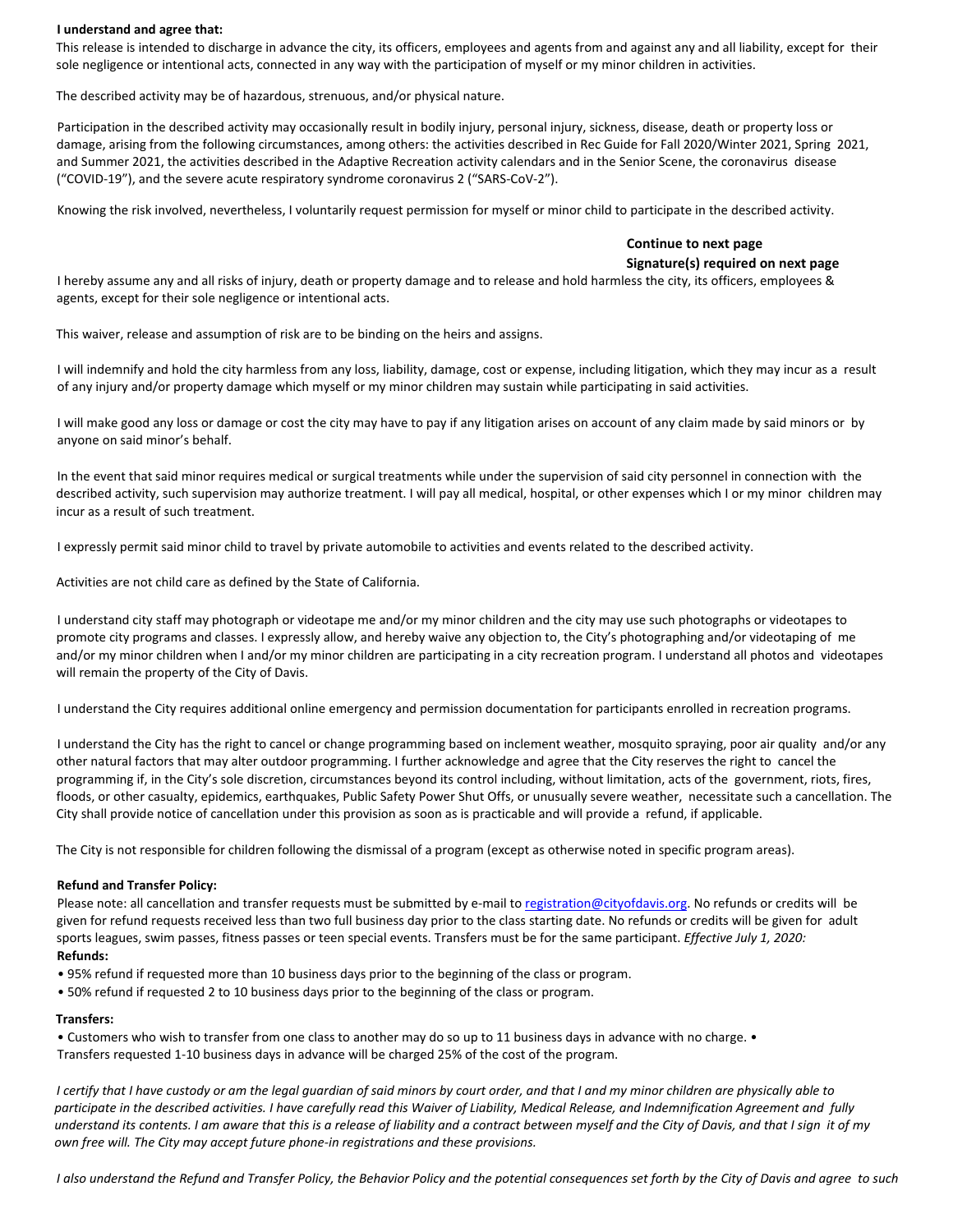**I understand and agree that:**

This release is intended to discharge in advance the city, its officers, employees and agents from and against any and all liability, except for their sole negligence or intentional acts, connected in any way with the participation of myself or my minor children in activities.

The described activity may be of hazardous, strenuous, and/or physical nature.

Participation in the described activity may occasionally result in bodily injury, personal injury, sickness, disease, death or property loss or damage, arising from the following circumstances, among others: the activities described in Rec Guide for Fall 2020/Winter 2021, Spring 2021, and Summer 2021, the activities described in the Adaptive Recreation activity calendars and in the Senior Scene, the coronavirus disease ("COVID-19"), and the severe acute respiratory syndrome coronavirus 2 ("SARS-CoV-2").

Knowing the risk involved, nevertheless, I voluntarily request permission for myself or minor child to participate in the described activity.

**Continue to next page**
**Signature(s) required on next page**

I hereby assume any and all risks of injury, death or property damage and to release and hold harmless the city, its officers, employees & agents, except for their sole negligence or intentional acts.

This waiver, release and assumption of risk are to be binding on the heirs and assigns.

I will indemnify and hold the city harmless from any loss, liability, damage, cost or expense, including litigation, which they may incur as a result of any injury and/or property damage which myself or my minor children may sustain while participating in said activities.

I will make good any loss or damage or cost the city may have to pay if any litigation arises on account of any claim made by said minors or by anyone on said minor's behalf.

In the event that said minor requires medical or surgical treatments while under the supervision of said city personnel in connection with the described activity, such supervision may authorize treatment. I will pay all medical, hospital, or other expenses which I or my minor children may incur as a result of such treatment.

I expressly permit said minor child to travel by private automobile to activities and events related to the described activity.

Activities are not child care as defined by the State of California.

I understand city staff may photograph or videotape me and/or my minor children and the city may use such photographs or videotapes to promote city programs and classes. I expressly allow, and hereby waive any objection to, the City's photographing and/or videotaping of me and/or my minor children when I and/or my minor children are participating in a city recreation program. I understand all photos and videotapes will remain the property of the City of Davis.

I understand the City requires additional online emergency and permission documentation for participants enrolled in recreation programs.

I understand the City has the right to cancel or change programming based on inclement weather, mosquito spraying, poor air quality and/or any other natural factors that may alter outdoor programming. I further acknowledge and agree that the City reserves the right to cancel the programming if, in the City's sole discretion, circumstances beyond its control including, without limitation, acts of the government, riots, fires, floods, or other casualty, epidemics, earthquakes, Public Safety Power Shut Offs, or unusually severe weather, necessitate such a cancellation. The City shall provide notice of cancellation under this provision as soon as is practicable and will provide a refund, if applicable.

The City is not responsible for children following the dismissal of a program (except as otherwise noted in specific program areas).

**Refund and Transfer Policy:**

Please note: all cancellation and transfer requests must be submitted by e-mail to registration@cityofdavis.org. No refunds or credits will be given for refund requests received less than two full business day prior to the class starting date. No refunds or credits will be given for adult sports leagues, swim passes, fitness passes or teen special events. Transfers must be for the same participant. *Effective July 1, 2020:*

**Refunds:**

- 95% refund if requested more than 10 business days prior to the beginning of the class or program.
- 50% refund if requested 2 to 10 business days prior to the beginning of the class or program.

**Transfers:**

- Customers who wish to transfer from one class to another may do so up to 11 business days in advance with no charge.
- Transfers requested 1-10 business days in advance will be charged 25% of the cost of the program.

*I certify that I have custody or am the legal guardian of said minors by court order, and that I and my minor children are physically able to participate in the described activities. I have carefully read this Waiver of Liability, Medical Release, and Indemnification Agreement and fully understand its contents. I am aware that this is a release of liability and a contract between myself and the City of Davis, and that I sign it of my own free will. The City may accept future phone-in registrations and these provisions.*

*I also understand the Refund and Transfer Policy, the Behavior Policy and the potential consequences set forth by the City of Davis and agree to such*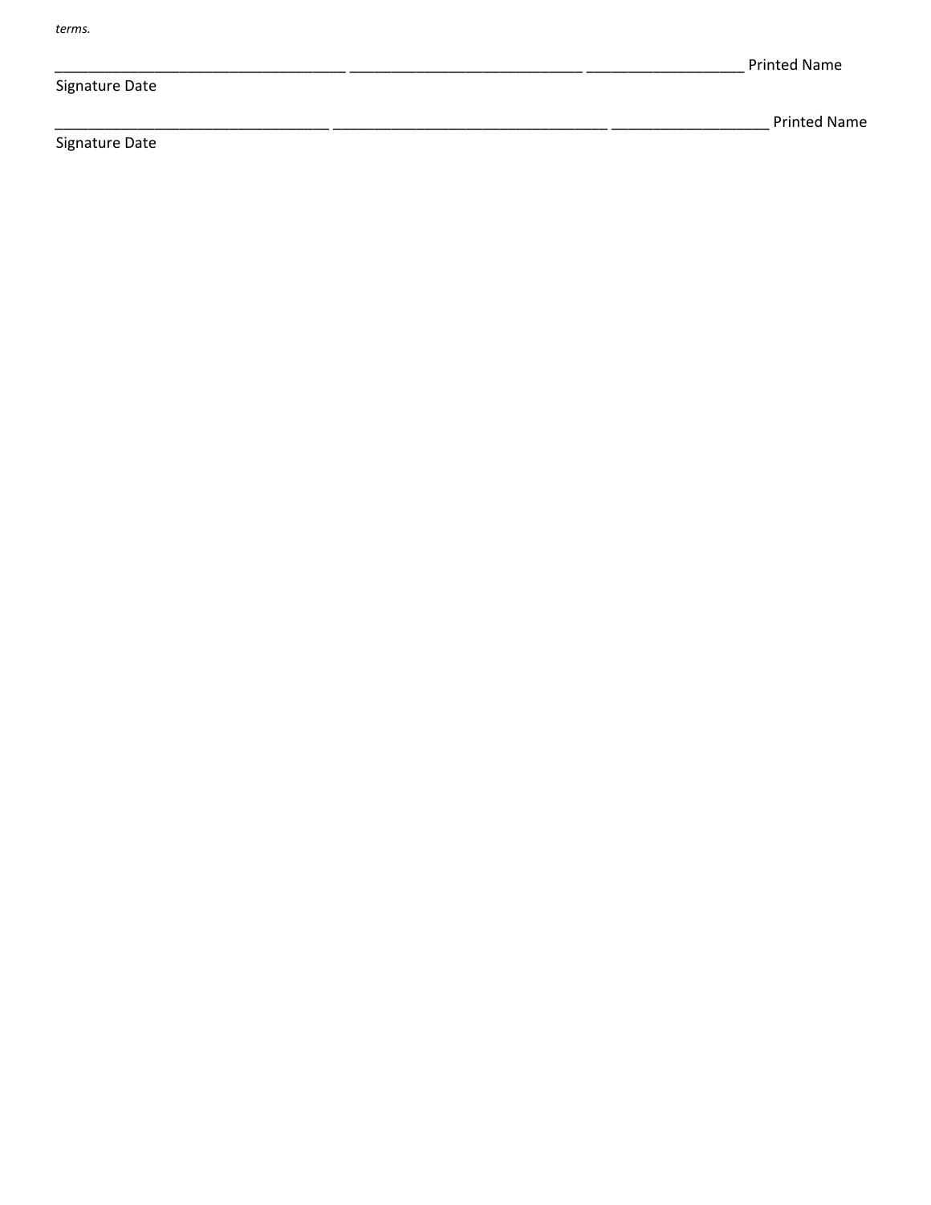*terms.*

___________________________________ ____________________________ ___________________ Printed Name
Signature Date

_________________________________ _________________________________ ___________________ Printed Name
Signature Date